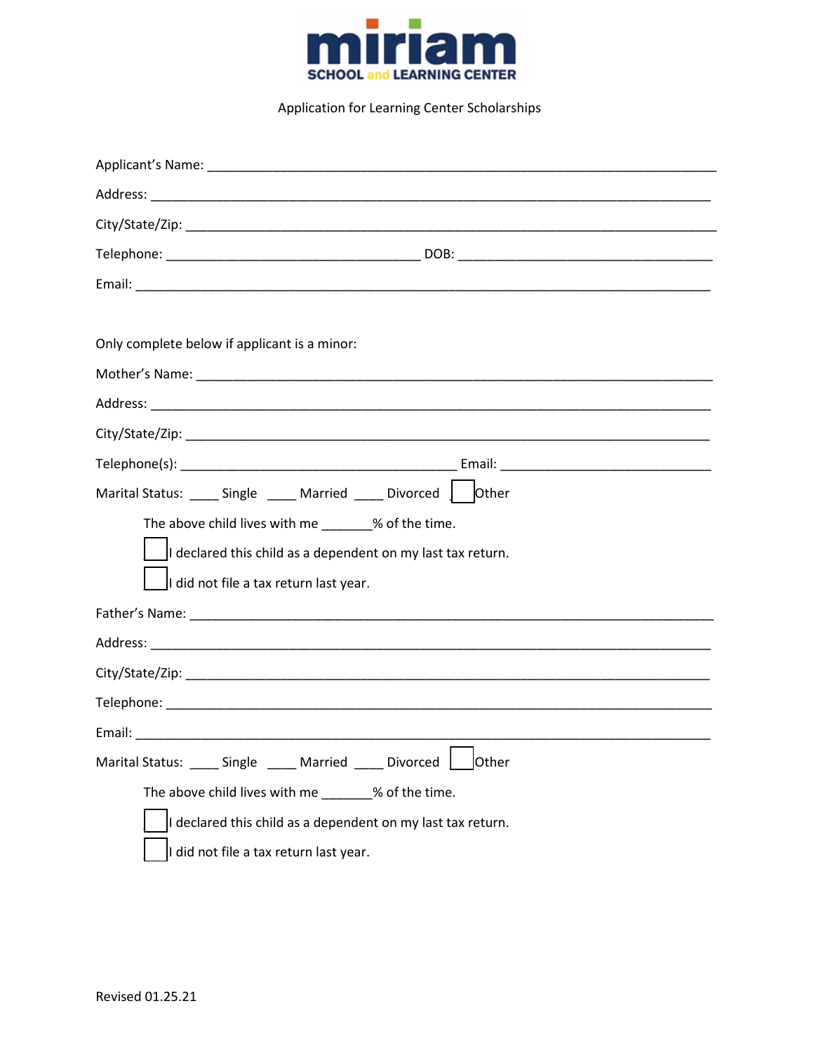# miriam

SCHOOL and LEARNING CENTER

Application for Learning Center Scholarships

Applicant's Name: ___________________________________________________________________

Address: ________________________________________________________________________

City/State/Zip: ____________________________________________________________________

Telephone: _________________________________ DOB: _________________________________

Email: __________________________________________________________________________

Only complete below if applicant is a minor:

Mother's Name: ____________________________________________________________________

Address: ________________________________________________________________________

City/State/Zip: ____________________________________________________________________

Telephone(s): ____________________________________ Email: ____________________________

Marital Status: ____ Single ____ Married ____ Divorced ☐ Other

The above child lives with me _______% of the time.

☐ I declared this child as a dependent on my last tax return.

☐ I did not file a tax return last year.

Father's Name: ____________________________________________________________________

Address: ________________________________________________________________________

City/State/Zip: ____________________________________________________________________

Telephone: ______________________________________________________________________

Email: __________________________________________________________________________

Marital Status: ____ Single ____ Married ____ Divorced ☐ Other

The above child lives with me _______% of the time.

☐ I declared this child as a dependent on my last tax return.

☐ I did not file a tax return last year.

Revised 01.25.21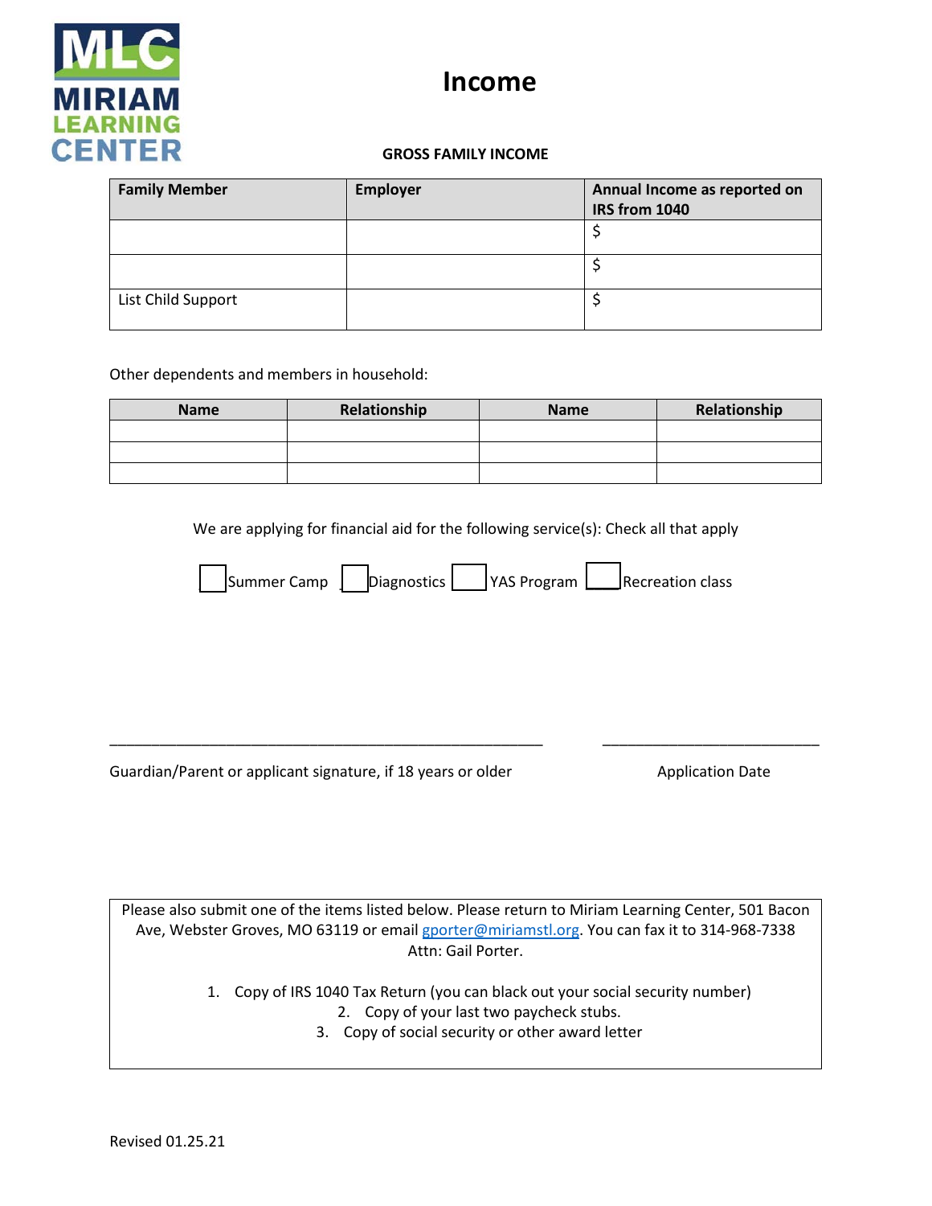MLC
MIRIAM
LEARNING
CENTER

# Income

**GROSS FAMILY INCOME**

| Family Member | Employer | Annual Income as reported on IRS from 1040 |
|---|---|---|
| | | $ |
| | | $ |
| List Child Support | | $ |

Other dependents and members in household:

| Name | Relationship | Name | Relationship |
|---|---|---|---|
| | | | |
| | | | |
| | | | |

We are applying for financial aid for the following service(s): Check all that apply

☐ Summer Camp ☐ Diagnostics ☐ YAS Program ☐ Recreation class

\_\_\_\_\_\_\_\_\_\_\_\_\_\_\_\_\_\_\_\_\_\_\_\_\_\_\_\_\_\_\_\_\_\_\_\_\_\_\_\_\_\_\_\_\_\_\_\_\_\_\_\_\_\_ \_\_\_\_\_\_\_\_\_\_\_\_\_\_\_\_\_\_\_\_\_\_\_\_\_\_\_

Guardian/Parent or applicant signature, if 18 years or older Application Date

Please also submit one of the items listed below. Please return to Miriam Learning Center, 501 Bacon Ave, Webster Groves, MO 63119 or email gporter@miriamstl.org. You can fax it to 314-968-7338 Attn: Gail Porter.

1. Copy of IRS 1040 Tax Return (you can black out your social security number)
2. Copy of your last two paycheck stubs.
3. Copy of social security or other award letter

Revised 01.25.21